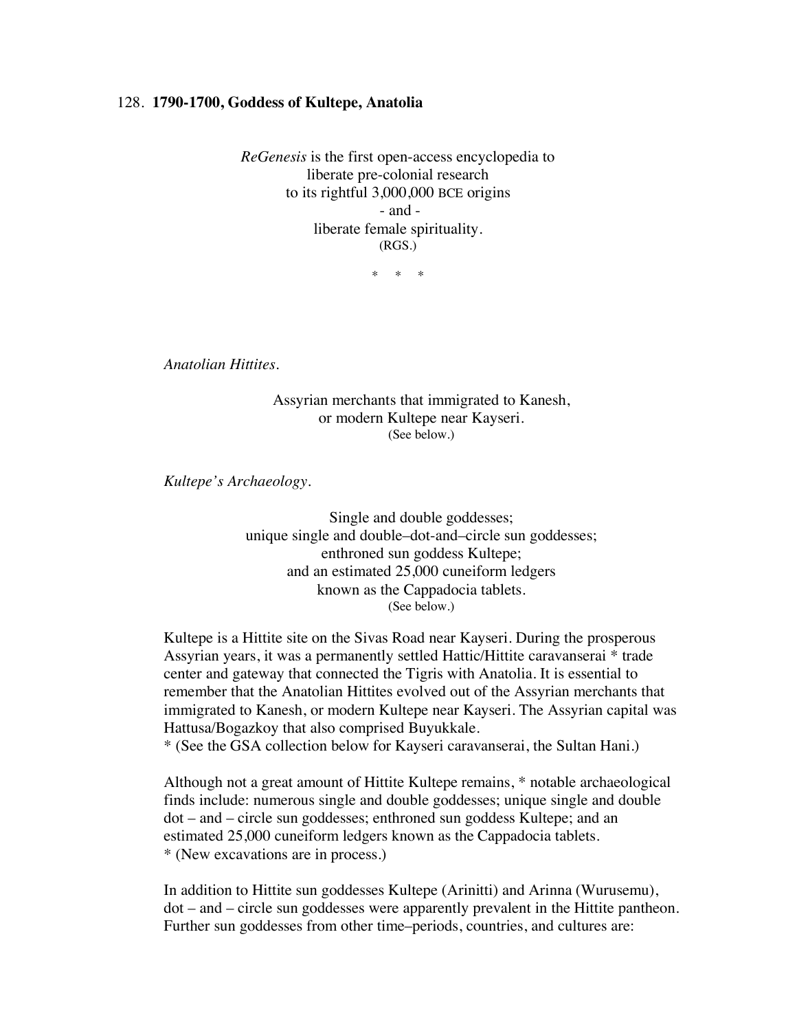128. **1790-1700, Goddess of Kultepe, Anatolia**

*ReGenesis* is the first open-access encyclopedia to
liberate pre-colonial research
to its rightful 3,000,000 BCE origins
- and -
liberate female spirituality.
(RGS.)

\* \* \*

*Anatolian Hittites.*

Assyrian merchants that immigrated to Kanesh,
or modern Kultepe near Kayseri.
(See below.)

*Kultepe's Archaeology.*

Single and double goddesses;
unique single and double–dot-and–circle sun goddesses;
enthroned sun goddess Kultepe;
and an estimated 25,000 cuneiform ledgers
known as the Cappadocia tablets.
(See below.)

Kultepe is a Hittite site on the Sivas Road near Kayseri. During the prosperous Assyrian years, it was a permanently settled Hattic/Hittite caravanserai * trade center and gateway that connected the Tigris with Anatolia. It is essential to remember that the Anatolian Hittites evolved out of the Assyrian merchants that immigrated to Kanesh, or modern Kultepe near Kayseri. The Assyrian capital was Hattusa/Bogazkoy that also comprised Buyukkale.
\* (See the GSA collection below for Kayseri caravanserai, the Sultan Hani.)

Although not a great amount of Hittite Kultepe remains, * notable archaeological finds include: numerous single and double goddesses; unique single and double dot – and – circle sun goddesses; enthroned sun goddess Kultepe; and an estimated 25,000 cuneiform ledgers known as the Cappadocia tablets.
\* (New excavations are in process.)

In addition to Hittite sun goddesses Kultepe (Arinitti) and Arinna (Wurusemu), dot – and – circle sun goddesses were apparently prevalent in the Hittite pantheon. Further sun goddesses from other time–periods, countries, and cultures are: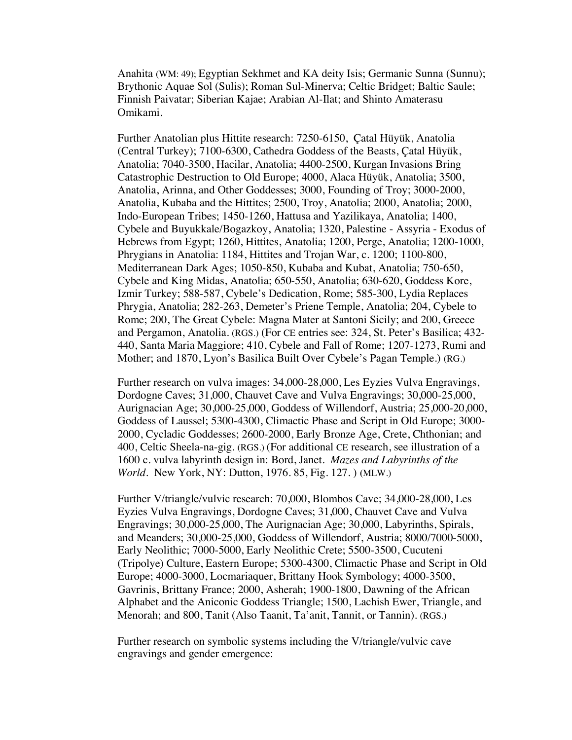Anahita (WM: 49); Egyptian Sekhmet and KA deity Isis; Germanic Sunna (Sunnu); Brythonic Aquae Sol (Sulis); Roman Sul-Minerva; Celtic Bridget; Baltic Saule; Finnish Paivatar; Siberian Kajae; Arabian Al-Ilat; and Shinto Amaterasu Omikami.

Further Anatolian plus Hittite research: 7250-6150, Çatal Hüyük, Anatolia (Central Turkey); 7100-6300, Cathedra Goddess of the Beasts, Çatal Hüyük, Anatolia; 7040-3500, Hacilar, Anatolia; 4400-2500, Kurgan Invasions Bring Catastrophic Destruction to Old Europe; 4000, Alaca Hüyük, Anatolia; 3500, Anatolia, Arinna, and Other Goddesses; 3000, Founding of Troy; 3000-2000, Anatolia, Kubaba and the Hittites; 2500, Troy, Anatolia; 2000, Anatolia; 2000, Indo-European Tribes; 1450-1260, Hattusa and Yazilikaya, Anatolia; 1400, Cybele and Buyukkale/Bogazkoy, Anatolia; 1320, Palestine - Assyria - Exodus of Hebrews from Egypt; 1260, Hittites, Anatolia; 1200, Perge, Anatolia; 1200-1000, Phrygians in Anatolia: 1184, Hittites and Trojan War, c. 1200; 1100-800, Mediterranean Dark Ages; 1050-850, Kubaba and Kubat, Anatolia; 750-650, Cybele and King Midas, Anatolia; 650-550, Anatolia; 630-620, Goddess Kore, Izmir Turkey; 588-587, Cybele's Dedication, Rome; 585-300, Lydia Replaces Phrygia, Anatolia; 282-263, Demeter's Priene Temple, Anatolia; 204, Cybele to Rome; 200, The Great Cybele: Magna Mater at Santoni Sicily; and 200, Greece and Pergamon, Anatolia. (RGS.) (For CE entries see: 324, St. Peter's Basilica; 432-440, Santa Maria Maggiore; 410, Cybele and Fall of Rome; 1207-1273, Rumi and Mother; and 1870, Lyon's Basilica Built Over Cybele's Pagan Temple.) (RG.)

Further research on vulva images: 34,000-28,000, Les Eyzies Vulva Engravings, Dordogne Caves; 31,000, Chauvet Cave and Vulva Engravings; 30,000-25,000, Aurignacian Age; 30,000-25,000, Goddess of Willendorf, Austria; 25,000-20,000, Goddess of Laussel; 5300-4300, Climactic Phase and Script in Old Europe; 3000-2000, Cycladic Goddesses; 2600-2000, Early Bronze Age, Crete, Chthonian; and 400, Celtic Sheela-na-gig. (RGS.) (For additional CE research, see illustration of a 1600 c. vulva labyrinth design in: Bord, Janet. *Mazes and Labyrinths of the World*. New York, NY: Dutton, 1976. 85, Fig. 127. ) (MLW.)

Further V/triangle/vulvic research: 70,000, Blombos Cave; 34,000-28,000, Les Eyzies Vulva Engravings, Dordogne Caves; 31,000, Chauvet Cave and Vulva Engravings; 30,000-25,000, The Aurignacian Age; 30,000, Labyrinths, Spirals, and Meanders; 30,000-25,000, Goddess of Willendorf, Austria; 8000/7000-5000, Early Neolithic; 7000-5000, Early Neolithic Crete; 5500-3500, Cucuteni (Tripolye) Culture, Eastern Europe; 5300-4300, Climactic Phase and Script in Old Europe; 4000-3000, Locmariaquer, Brittany Hook Symbology; 4000-3500, Gavrinis, Brittany France; 2000, Asherah; 1900-1800, Dawning of the African Alphabet and the Aniconic Goddess Triangle; 1500, Lachish Ewer, Triangle, and Menorah; and 800, Tanit (Also Taanit, Ta'anit, Tannit, or Tannin). (RGS.)

Further research on symbolic systems including the V/triangle/vulvic cave engravings and gender emergence: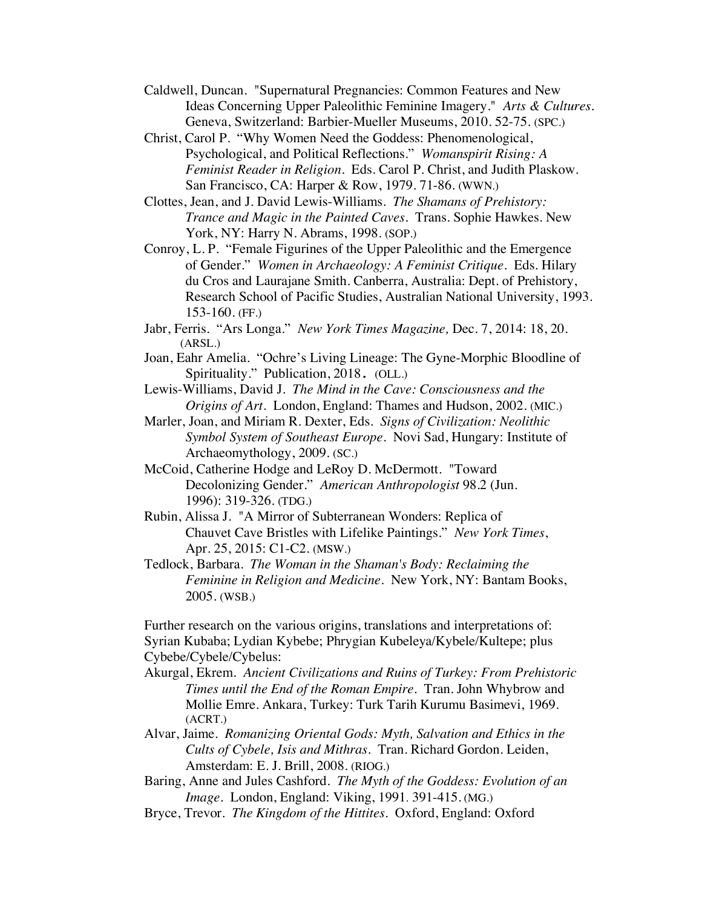Caldwell, Duncan. "Supernatural Pregnancies: Common Features and New Ideas Concerning Upper Paleolithic Feminine Imagery." *Arts & Cultures*. Geneva, Switzerland: Barbier-Mueller Museums, 2010. 52-75. (SPC.)

Christ, Carol P. "Why Women Need the Goddess: Phenomenological, Psychological, and Political Reflections." *Womanspirit Rising: A Feminist Reader in Religion*. Eds. Carol P. Christ, and Judith Plaskow. San Francisco, CA: Harper & Row, 1979. 71-86. (WWN.)

Clottes, Jean, and J. David Lewis-Williams. *The Shamans of Prehistory: Trance and Magic in the Painted Caves*. Trans. Sophie Hawkes. New York, NY: Harry N. Abrams, 1998. (SOP.)

Conroy, L. P. "Female Figurines of the Upper Paleolithic and the Emergence of Gender." *Women in Archaeology: A Feminist Critique*. Eds. Hilary du Cros and Laurajane Smith. Canberra, Australia: Dept. of Prehistory, Research School of Pacific Studies, Australian National University, 1993. 153-160. (FF.)

Jabr, Ferris. "Ars Longa." *New York Times Magazine,* Dec. 7, 2014: 18, 20. (ARSL.)

Joan, Eahr Amelia. "Ochre's Living Lineage: The Gyne-Morphic Bloodline of Spirituality." Publication, 2018. (OLL.)

Lewis-Williams, David J. *The Mind in the Cave: Consciousness and the Origins of Art*. London, England: Thames and Hudson, 2002. (MIC.)

Marler, Joan, and Miriam R. Dexter, Eds. *Signs of Civilization: Neolithic Symbol System of Southeast Europe*. Novi Sad, Hungary: Institute of Archaeomythology, 2009. (SC.)

McCoid, Catherine Hodge and LeRoy D. McDermott. "Toward Decolonizing Gender." *American Anthropologist* 98.2 (Jun. 1996): 319-326. (TDG.)

Rubin, Alissa J. "A Mirror of Subterranean Wonders: Replica of Chauvet Cave Bristles with Lifelike Paintings." *New York Times*, Apr. 25, 2015: C1-C2. (MSW.)

Tedlock, Barbara. *The Woman in the Shaman's Body: Reclaiming the Feminine in Religion and Medicine*. New York, NY: Bantam Books, 2005. (WSB.)

Further research on the various origins, translations and interpretations of: Syrian Kubaba; Lydian Kybebe; Phrygian Kubeleya/Kybele/Kultepe; plus Cybebe/Cybele/Cybelus:

Akurgal, Ekrem. *Ancient Civilizations and Ruins of Turkey: From Prehistoric Times until the End of the Roman Empire*. Tran. John Whybrow and Mollie Emre. Ankara, Turkey: Turk Tarih Kurumu Basimevi, 1969. (ACRT.)

Alvar, Jaime. *Romanizing Oriental Gods: Myth, Salvation and Ethics in the Cults of Cybele, Isis and Mithras*. Tran. Richard Gordon. Leiden, Amsterdam: E. J. Brill, 2008. (RIOG.)

Baring, Anne and Jules Cashford. *The Myth of the Goddess: Evolution of an Image*. London, England: Viking, 1991. 391-415. (MG.)

Bryce, Trevor. *The Kingdom of the Hittites*. Oxford, England: Oxford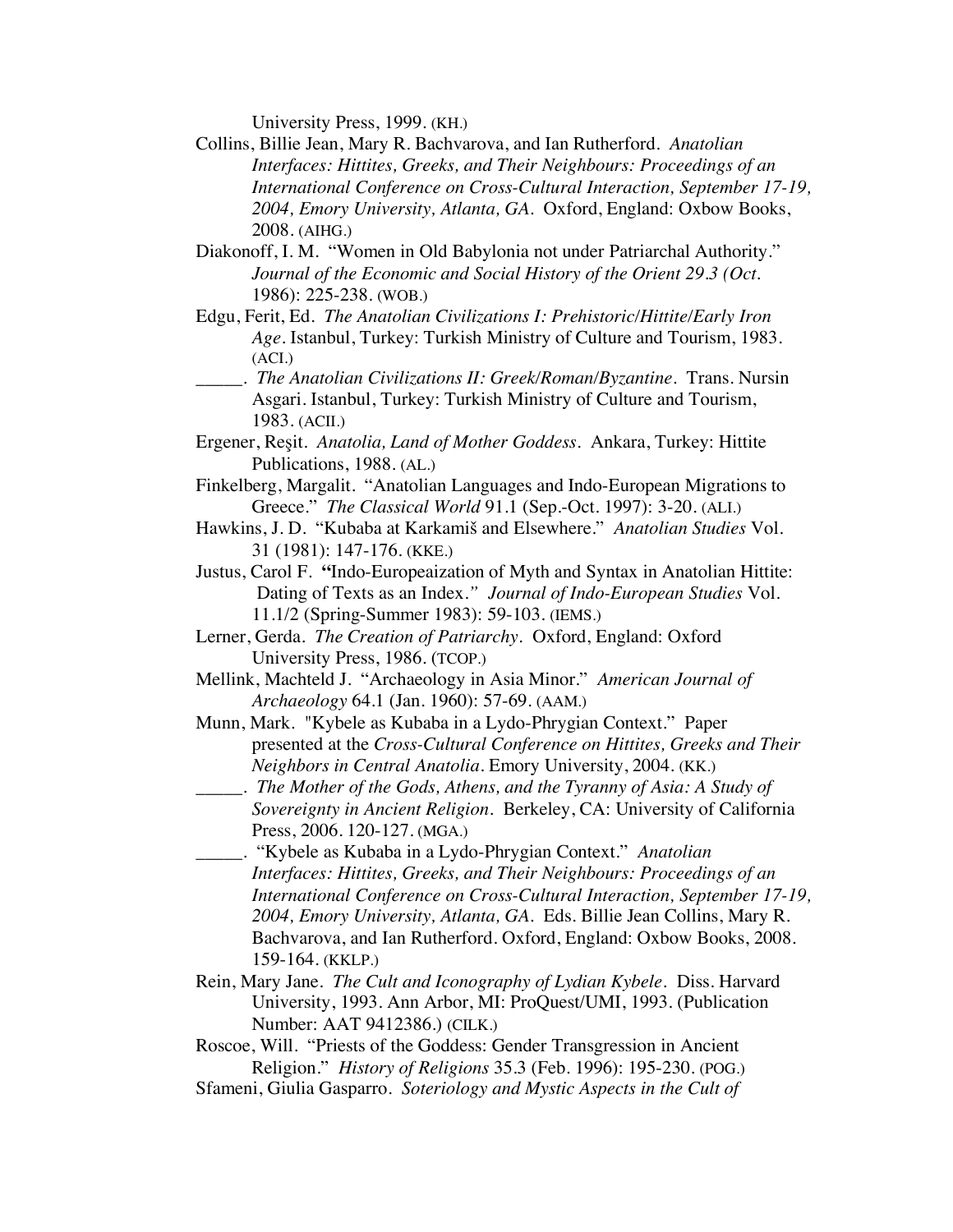University Press, 1999. (KH.)

Collins, Billie Jean, Mary R. Bachvarova, and Ian Rutherford. *Anatolian Interfaces: Hittites, Greeks, and Their Neighbours: Proceedings of an International Conference on Cross-Cultural Interaction, September 17-19, 2004, Emory University, Atlanta, GA*. Oxford, England: Oxbow Books, 2008. (AIHG.)

Diakonoff, I. M. "Women in Old Babylonia not under Patriarchal Authority." *Journal of the Economic and Social History of the Orient 29.3 (Oct.* 1986): 225-238. (WOB.)

Edgu, Ferit, Ed. *The Anatolian Civilizations I: Prehistoric/Hittite/Early Iron Age*. Istanbul, Turkey: Turkish Ministry of Culture and Tourism, 1983. (ACI.)

_____. *The Anatolian Civilizations II: Greek/Roman/Byzantine*. Trans. Nursin Asgari. Istanbul, Turkey: Turkish Ministry of Culture and Tourism, 1983. (ACII.)

Ergener, Reşit. *Anatolia, Land of Mother Goddess*. Ankara, Turkey: Hittite Publications, 1988. (AL.)

Finkelberg, Margalit. "Anatolian Languages and Indo-European Migrations to Greece." *The Classical World* 91.1 (Sep.-Oct. 1997): 3-20. (ALI.)

Hawkins, J. D. "Kubaba at Karkamiš and Elsewhere." *Anatolian Studies* Vol. 31 (1981): 147-176. (KKE.)

Justus, Carol F. **"**Indo-Europeaization of Myth and Syntax in Anatolian Hittite: Dating of Texts as an Index.*" Journal of Indo-European Studies* Vol. 11.1/2 (Spring-Summer 1983): 59-103. (IEMS.)

Lerner, Gerda. *The Creation of Patriarchy*. Oxford, England: Oxford University Press, 1986. (TCOP.)

Mellink, Machteld J. "Archaeology in Asia Minor." *American Journal of Archaeology* 64.1 (Jan. 1960): 57-69. (AAM.)

Munn, Mark. "Kybele as Kubaba in a Lydo-Phrygian Context." Paper presented at the *Cross-Cultural Conference on Hittites, Greeks and Their Neighbors in Central Anatolia*. Emory University, 2004. (KK.)

_____. *The Mother of the Gods, Athens, and the Tyranny of Asia: A Study of Sovereignty in Ancient Religion*. Berkeley, CA: University of California Press, 2006. 120-127. (MGA.)

_____. "Kybele as Kubaba in a Lydo-Phrygian Context." *Anatolian Interfaces: Hittites, Greeks, and Their Neighbours: Proceedings of an International Conference on Cross-Cultural Interaction, September 17-19, 2004, Emory University, Atlanta, GA*. Eds. Billie Jean Collins, Mary R. Bachvarova, and Ian Rutherford. Oxford, England: Oxbow Books, 2008. 159-164. (KKLP.)

Rein, Mary Jane. *The Cult and Iconography of Lydian Kybele*. Diss. Harvard University, 1993. Ann Arbor, MI: ProQuest/UMI, 1993. (Publication Number: AAT 9412386.) (CILK.)

Roscoe, Will. "Priests of the Goddess: Gender Transgression in Ancient Religion." *History of Religions* 35.3 (Feb. 1996): 195-230. (POG.)

Sfameni, Giulia Gasparro. *Soteriology and Mystic Aspects in the Cult of*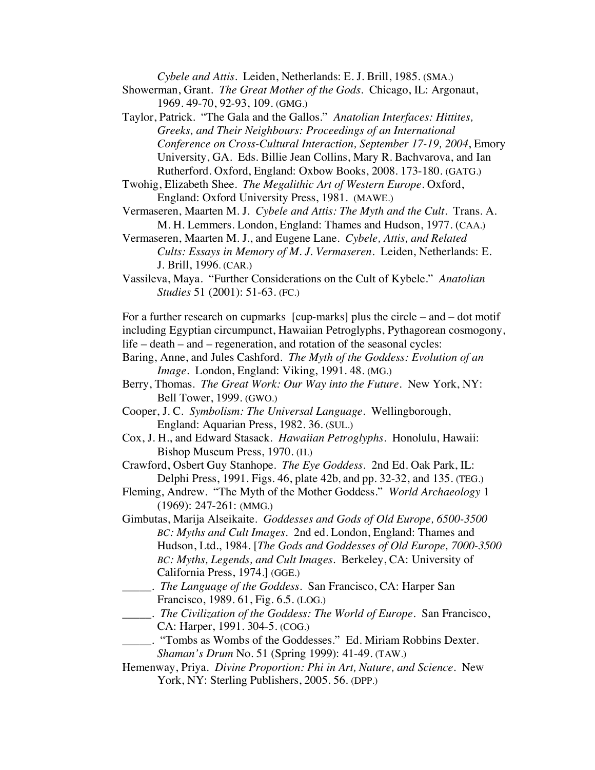*Cybele and Attis*. Leiden, Netherlands: E. J. Brill, 1985. (SMA.)

Showerman, Grant. *The Great Mother of the Gods*. Chicago, IL: Argonaut, 1969. 49-70, 92-93, 109. (GMG.)

Taylor, Patrick. "The Gala and the Gallos." *Anatolian Interfaces: Hittites, Greeks, and Their Neighbours: Proceedings of an International Conference on Cross-Cultural Interaction, September 17-19, 2004*, Emory University, GA. Eds. Billie Jean Collins, Mary R. Bachvarova, and Ian Rutherford. Oxford, England: Oxbow Books, 2008. 173-180. (GATG.)

Twohig, Elizabeth Shee. *The Megalithic Art of Western Europe*. Oxford, England: Oxford University Press, 1981. (MAWE.)

Vermaseren, Maarten M. J. *Cybele and Attis: The Myth and the Cult*. Trans. A. M. H. Lemmers. London, England: Thames and Hudson, 1977. (CAA.)

Vermaseren, Maarten M. J., and Eugene Lane. *Cybele, Attis, and Related Cults: Essays in Memory of M. J. Vermaseren*. Leiden, Netherlands: E. J. Brill, 1996. (CAR.)

Vassileva, Maya. "Further Considerations on the Cult of Kybele." *Anatolian Studies* 51 (2001): 51-63. (FC.)

For a further research on cupmarks [cup-marks] plus the circle – and – dot motif including Egyptian circumpunct, Hawaiian Petroglyphs, Pythagorean cosmogony, life – death – and – regeneration, and rotation of the seasonal cycles:

Baring, Anne, and Jules Cashford. *The Myth of the Goddess: Evolution of an Image*. London, England: Viking, 1991. 48. (MG.)

Berry, Thomas. *The Great Work: Our Way into the Future*. New York, NY: Bell Tower, 1999. (GWO.)

Cooper, J. C. *Symbolism: The Universal Language*. Wellingborough, England: Aquarian Press, 1982. 36. (SUL.)

Cox, J. H., and Edward Stasack. *Hawaiian Petroglyphs*. Honolulu, Hawaii: Bishop Museum Press, 1970. (H.)

Crawford, Osbert Guy Stanhope. *The Eye Goddess*. 2nd Ed. Oak Park, IL: Delphi Press, 1991. Figs. 46, plate 42b, and pp. 32-32, and 135. (TEG.)

Fleming, Andrew. "The Myth of the Mother Goddess." *World Archaeology* 1 (1969): 247-261: (MMG.)

Gimbutas, Marija Alseikaite. *Goddesses and Gods of Old Europe, 6500-3500 BC: Myths and Cult Images*. 2nd ed. London, England: Thames and Hudson, Ltd., 1984. [*The Gods and Goddesses of Old Europe, 7000-3500 BC: Myths, Legends, and Cult Images*. Berkeley, CA: University of California Press, 1974.] (GGE.)

_____. *The Language of the Goddess*. San Francisco, CA: Harper San Francisco, 1989. 61, Fig. 6.5. (LOG.)

_____. *The Civilization of the Goddess: The World of Europe*. San Francisco, CA: Harper, 1991. 304-5. (COG.)

_____. "Tombs as Wombs of the Goddesses." Ed. Miriam Robbins Dexter. *Shaman's Drum* No. 51 (Spring 1999): 41-49. (TAW.)

Hemenway, Priya. *Divine Proportion: Phi in Art, Nature, and Science*. New York, NY: Sterling Publishers, 2005. 56. (DPP.)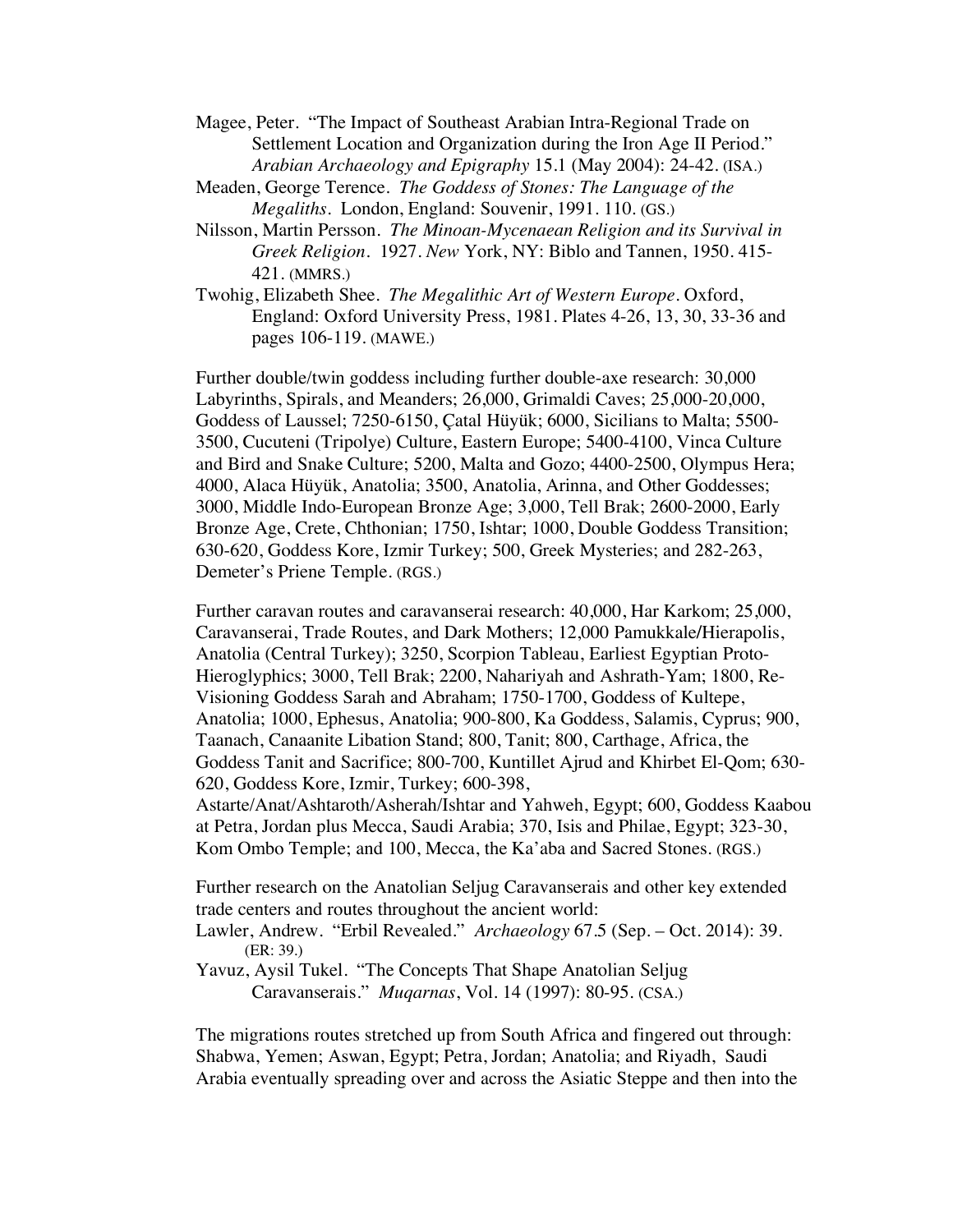Magee, Peter. "The Impact of Southeast Arabian Intra-Regional Trade on Settlement Location and Organization during the Iron Age II Period." *Arabian Archaeology and Epigraphy* 15.1 (May 2004): 24-42. (ISA.)

Meaden, George Terence. *The Goddess of Stones: The Language of the Megaliths*. London, England: Souvenir, 1991. 110. (GS.)

Nilsson, Martin Persson. *The Minoan-Mycenaean Religion and its Survival in Greek Religion*. 1927. *New* York, NY: Biblo and Tannen, 1950. 415-421. (MMRS.)

Twohig, Elizabeth Shee. *The Megalithic Art of Western Europe*. Oxford, England: Oxford University Press, 1981. Plates 4-26, 13, 30, 33-36 and pages 106-119. (MAWE.)

Further double/twin goddess including further double-axe research: 30,000 Labyrinths, Spirals, and Meanders; 26,000, Grimaldi Caves; 25,000-20,000, Goddess of Laussel; 7250-6150, Çatal Hüyük; 6000, Sicilians to Malta; 5500-3500, Cucuteni (Tripolye) Culture, Eastern Europe; 5400-4100, Vinca Culture and Bird and Snake Culture; 5200, Malta and Gozo; 4400-2500, Olympus Hera; 4000, Alaca Hüyük, Anatolia; 3500, Anatolia, Arinna, and Other Goddesses; 3000, Middle Indo-European Bronze Age; 3,000, Tell Brak; 2600-2000, Early Bronze Age, Crete, Chthonian; 1750, Ishtar; 1000, Double Goddess Transition; 630-620, Goddess Kore, Izmir Turkey; 500, Greek Mysteries; and 282-263, Demeter's Priene Temple. (RGS.)

Further caravan routes and caravanserai research: 40,000, Har Karkom; 25,000, Caravanserai, Trade Routes, and Dark Mothers; 12,000 Pamukkale/Hierapolis, Anatolia (Central Turkey); 3250, Scorpion Tableau, Earliest Egyptian Proto-Hieroglyphics; 3000, Tell Brak; 2200, Nahariyah and Ashrath-Yam; 1800, Re-Visioning Goddess Sarah and Abraham; 1750-1700, Goddess of Kultepe, Anatolia; 1000, Ephesus, Anatolia; 900-800, Ka Goddess, Salamis, Cyprus; 900, Taanach, Canaanite Libation Stand; 800, Tanit; 800, Carthage, Africa, the Goddess Tanit and Sacrifice; 800-700, Kuntillet Ajrud and Khirbet El-Qom; 630-620, Goddess Kore, Izmir, Turkey; 600-398, Astarte/Anat/Ashtaroth/Asherah/Ishtar and Yahweh, Egypt; 600, Goddess Kaabou at Petra, Jordan plus Mecca, Saudi Arabia; 370, Isis and Philae, Egypt; 323-30, Kom Ombo Temple; and 100, Mecca, the Ka'aba and Sacred Stones. (RGS.)

Further research on the Anatolian Seljug Caravanserais and other key extended trade centers and routes throughout the ancient world:

Lawler, Andrew. "Erbil Revealed." *Archaeology* 67.5 (Sep. – Oct. 2014): 39. (ER: 39.)

Yavuz, Aysil Tukel. "The Concepts That Shape Anatolian Seljug Caravanserais." *Muqarnas*, Vol. 14 (1997): 80-95. (CSA.)

The migrations routes stretched up from South Africa and fingered out through: Shabwa, Yemen; Aswan, Egypt; Petra, Jordan; Anatolia; and Riyadh, Saudi Arabia eventually spreading over and across the Asiatic Steppe and then into the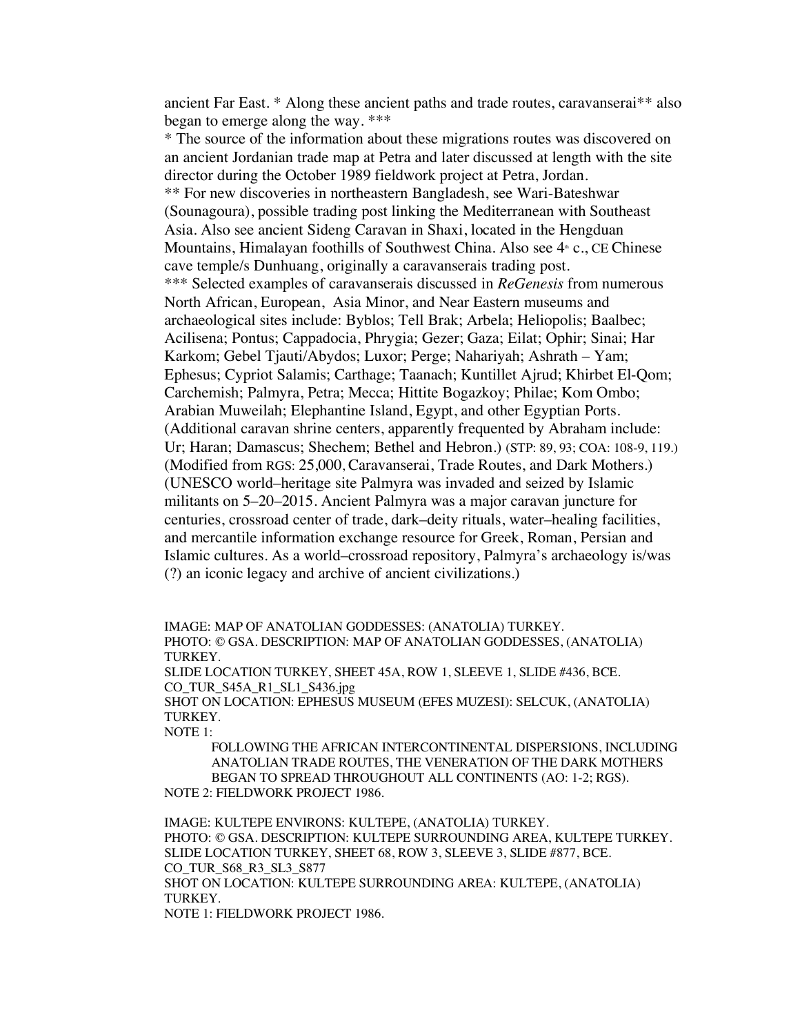ancient Far East. * Along these ancient paths and trade routes, caravanserai** also began to emerge along the way. ***

* The source of the information about these migrations routes was discovered on an ancient Jordanian trade map at Petra and later discussed at length with the site director during the October 1989 fieldwork project at Petra, Jordan.

** For new discoveries in northeastern Bangladesh, see Wari-Bateshwar (Sounagoura), possible trading post linking the Mediterranean with Southeast Asia. Also see ancient Sideng Caravan in Shaxi, located in the Hengduan Mountains, Himalayan foothills of Southwest China. Also see 4th c., CE Chinese cave temple/s Dunhuang, originally a caravanserais trading post.

*** Selected examples of caravanserais discussed in *ReGenesis* from numerous North African, European, Asia Minor, and Near Eastern museums and archaeological sites include: Byblos; Tell Brak; Arbela; Heliopolis; Baalbec; Acilisena; Pontus; Cappadocia, Phrygia; Gezer; Gaza; Eilat; Ophir; Sinai; Har Karkom; Gebel Tjauti/Abydos; Luxor; Perge; Nahariyah; Ashrath – Yam; Ephesus; Cypriot Salamis; Carthage; Taanach; Kuntillet Ajrud; Khirbet El-Qom; Carchemish; Palmyra, Petra; Mecca; Hittite Bogazkoy; Philae; Kom Ombo; Arabian Muweilah; Elephantine Island, Egypt, and other Egyptian Ports. (Additional caravan shrine centers, apparently frequented by Abraham include: Ur; Haran; Damascus; Shechem; Bethel and Hebron.) (STP: 89, 93; COA: 108-9, 119.) (Modified from RGS: 25,000, Caravanserai, Trade Routes, and Dark Mothers.) (UNESCO world–heritage site Palmyra was invaded and seized by Islamic militants on 5–20–2015. Ancient Palmyra was a major caravan juncture for centuries, crossroad center of trade, dark–deity rituals, water–healing facilities, and mercantile information exchange resource for Greek, Roman, Persian and Islamic cultures. As a world–crossroad repository, Palmyra's archaeology is/was (?) an iconic legacy and archive of ancient civilizations.)

IMAGE: MAP OF ANATOLIAN GODDESSES: (ANATOLIA) TURKEY.
PHOTO: © GSA. DESCRIPTION: MAP OF ANATOLIAN GODDESSES, (ANATOLIA) TURKEY.
SLIDE LOCATION TURKEY, SHEET 45A, ROW 1, SLEEVE 1, SLIDE #436, BCE.
CO_TUR_S45A_R1_SL1_S436.jpg
SHOT ON LOCATION: EPHESUS MUSEUM (EFES MUZESI): SELCUK, (ANATOLIA) TURKEY.
NOTE 1:

> FOLLOWING THE AFRICAN INTERCONTINENTAL DISPERSIONS, INCLUDING ANATOLIAN TRADE ROUTES, THE VENERATION OF THE DARK MOTHERS BEGAN TO SPREAD THROUGHOUT ALL CONTINENTS (AO: 1-2; RGS).

NOTE 2: FIELDWORK PROJECT 1986.

IMAGE: KULTEPE ENVIRONS: KULTEPE, (ANATOLIA) TURKEY.
PHOTO: © GSA. DESCRIPTION: KULTEPE SURROUNDING AREA, KULTEPE TURKEY.
SLIDE LOCATION TURKEY, SHEET 68, ROW 3, SLEEVE 3, SLIDE #877, BCE.
CO_TUR_S68_R3_SL3_S877
SHOT ON LOCATION: KULTEPE SURROUNDING AREA: KULTEPE, (ANATOLIA) TURKEY.
NOTE 1: FIELDWORK PROJECT 1986.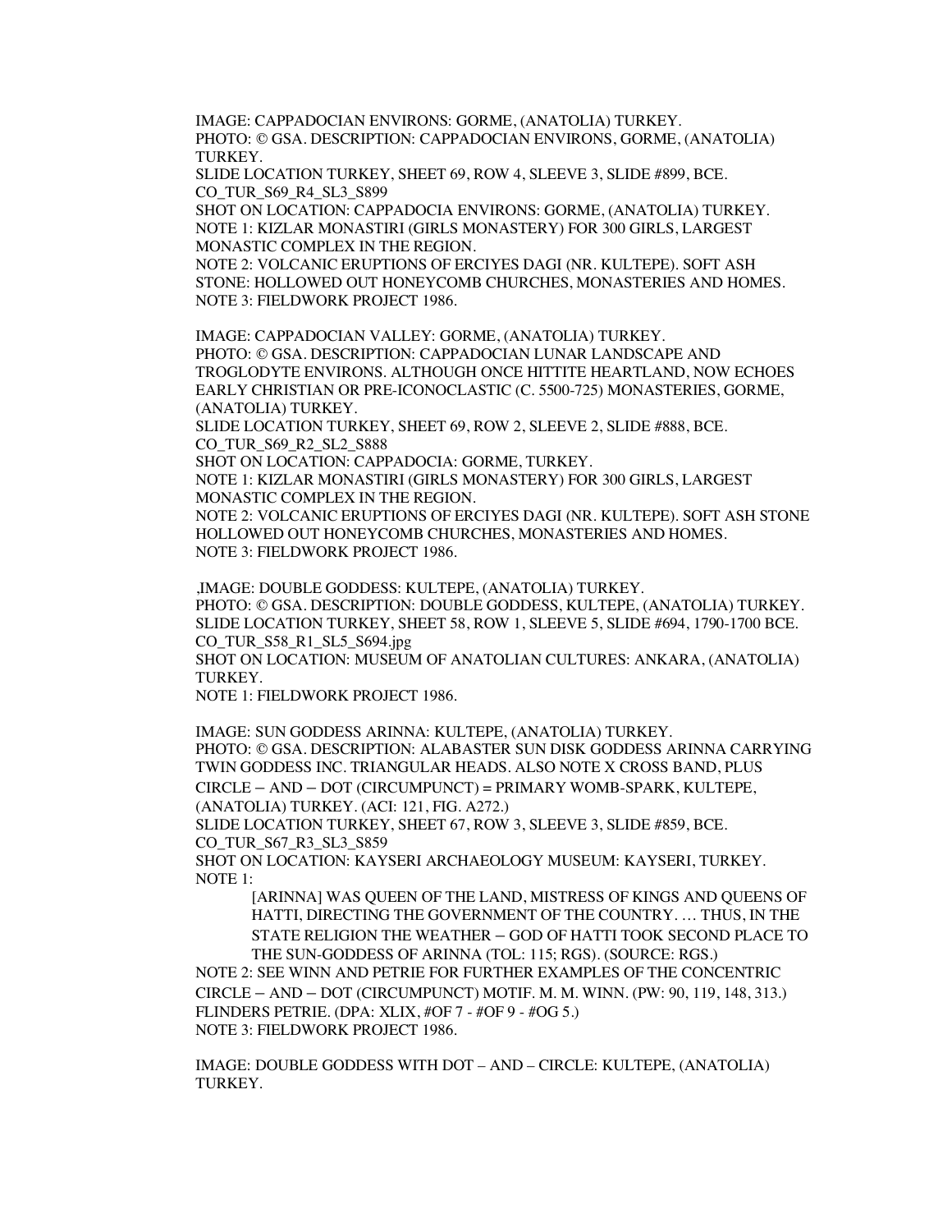IMAGE: CAPPADOCIAN ENVIRONS: GORME, (ANATOLIA) TURKEY.
PHOTO: © GSA. DESCRIPTION: CAPPADOCIAN ENVIRONS, GORME, (ANATOLIA) TURKEY.
SLIDE LOCATION TURKEY, SHEET 69, ROW 4, SLEEVE 3, SLIDE #899, BCE.
CO_TUR_S69_R4_SL3_S899
SHOT ON LOCATION: CAPPADOCIA ENVIRONS: GORME, (ANATOLIA) TURKEY.
NOTE 1: KIZLAR MONASTIRI (GIRLS MONASTERY) FOR 300 GIRLS, LARGEST MONASTIC COMPLEX IN THE REGION.
NOTE 2: VOLCANIC ERUPTIONS OF ERCIYES DAGI (NR. KULTEPE). SOFT ASH STONE: HOLLOWED OUT HONEYCOMB CHURCHES, MONASTERIES AND HOMES.
NOTE 3: FIELDWORK PROJECT 1986.

IMAGE: CAPPADOCIAN VALLEY: GORME, (ANATOLIA) TURKEY.
PHOTO: © GSA. DESCRIPTION: CAPPADOCIAN LUNAR LANDSCAPE AND TROGLODYTE ENVIRONS. ALTHOUGH ONCE HITTITE HEARTLAND, NOW ECHOES EARLY CHRISTIAN OR PRE-ICONOCLASTIC (C. 5500-725) MONASTERIES, GORME, (ANATOLIA) TURKEY.
SLIDE LOCATION TURKEY, SHEET 69, ROW 2, SLEEVE 2, SLIDE #888, BCE.
CO_TUR_S69_R2_SL2_S888
SHOT ON LOCATION: CAPPADOCIA: GORME, TURKEY.
NOTE 1: KIZLAR MONASTIRI (GIRLS MONASTERY) FOR 300 GIRLS, LARGEST MONASTIC COMPLEX IN THE REGION.
NOTE 2: VOLCANIC ERUPTIONS OF ERCIYES DAGI (NR. KULTEPE). SOFT ASH STONE HOLLOWED OUT HONEYCOMB CHURCHES, MONASTERIES AND HOMES.
NOTE 3: FIELDWORK PROJECT 1986.

,IMAGE: DOUBLE GODDESS: KULTEPE, (ANATOLIA) TURKEY.
PHOTO: © GSA. DESCRIPTION: DOUBLE GODDESS, KULTEPE, (ANATOLIA) TURKEY.
SLIDE LOCATION TURKEY, SHEET 58, ROW 1, SLEEVE 5, SLIDE #694, 1790-1700 BCE.
CO_TUR_S58_R1_SL5_S694.jpg
SHOT ON LOCATION: MUSEUM OF ANATOLIAN CULTURES: ANKARA, (ANATOLIA) TURKEY.
NOTE 1: FIELDWORK PROJECT 1986.

IMAGE: SUN GODDESS ARINNA: KULTEPE, (ANATOLIA) TURKEY.
PHOTO: © GSA. DESCRIPTION: ALABASTER SUN DISK GODDESS ARINNA CARRYING TWIN GODDESS INC. TRIANGULAR HEADS. ALSO NOTE X CROSS BAND, PLUS CIRCLE – AND – DOT (CIRCUMPUNCT) = PRIMARY WOMB-SPARK, KULTEPE, (ANATOLIA) TURKEY. (ACI: 121, FIG. A272.)
SLIDE LOCATION TURKEY, SHEET 67, ROW 3, SLEEVE 3, SLIDE #859, BCE.
CO_TUR_S67_R3_SL3_S859
SHOT ON LOCATION: KAYSERI ARCHAEOLOGY MUSEUM: KAYSERI, TURKEY.
NOTE 1:

> [ARINNA] WAS QUEEN OF THE LAND, MISTRESS OF KINGS AND QUEENS OF HATTI, DIRECTING THE GOVERNMENT OF THE COUNTRY. … THUS, IN THE STATE RELIGION THE WEATHER – GOD OF HATTI TOOK SECOND PLACE TO THE SUN-GODDESS OF ARINNA (TOL: 115; RGS). (SOURCE: RGS.)

NOTE 2: SEE WINN AND PETRIE FOR FURTHER EXAMPLES OF THE CONCENTRIC CIRCLE – AND – DOT (CIRCUMPUNCT) MOTIF. M. M. WINN. (PW: 90, 119, 148, 313.) FLINDERS PETRIE. (DPA: XLIX, #OF 7 - #OF 9 - #OG 5.)
NOTE 3: FIELDWORK PROJECT 1986.

IMAGE: DOUBLE GODDESS WITH DOT – AND – CIRCLE: KULTEPE, (ANATOLIA) TURKEY.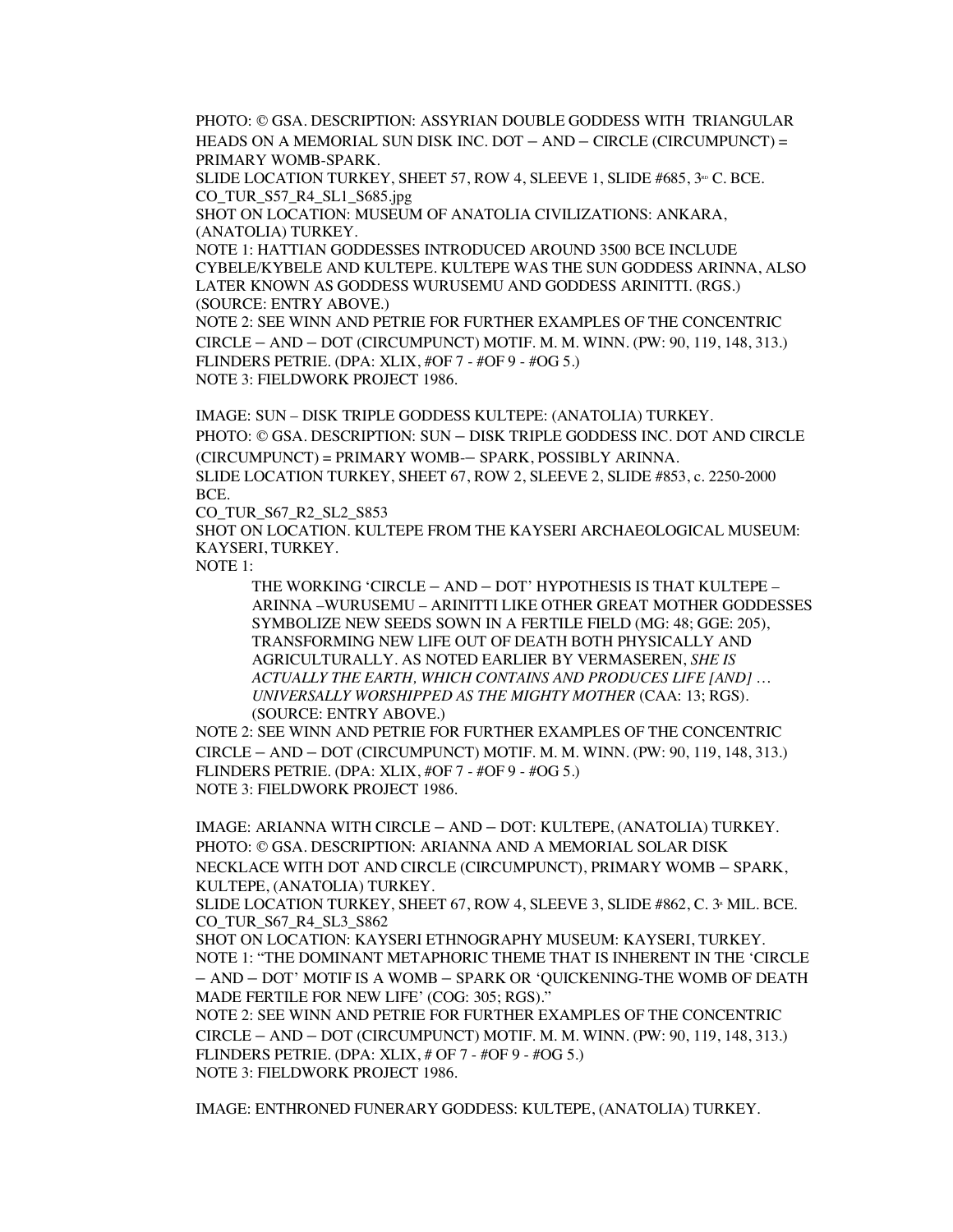PHOTO: © GSA. DESCRIPTION: ASSYRIAN DOUBLE GODDESS WITH TRIANGULAR HEADS ON A MEMORIAL SUN DISK INC. DOT – AND – CIRCLE (CIRCUMPUNCT) = PRIMARY WOMB-SPARK.
SLIDE LOCATION TURKEY, SHEET 57, ROW 4, SLEEVE 1, SLIDE #685, 3RD C. BCE.
CO_TUR_S57_R4_SL1_S685.jpg
SHOT ON LOCATION: MUSEUM OF ANATOLIA CIVILIZATIONS: ANKARA, (ANATOLIA) TURKEY.
NOTE 1: HATTIAN GODDESSES INTRODUCED AROUND 3500 BCE INCLUDE CYBELE/KYBELE AND KULTEPE. KULTEPE WAS THE SUN GODDESS ARINNA, ALSO LATER KNOWN AS GODDESS WURUSEMU AND GODDESS ARINITTI. (RGS.) (SOURCE: ENTRY ABOVE.)
NOTE 2: SEE WINN AND PETRIE FOR FURTHER EXAMPLES OF THE CONCENTRIC CIRCLE – AND – DOT (CIRCUMPUNCT) MOTIF. M. M. WINN. (PW: 90, 119, 148, 313.) FLINDERS PETRIE. (DPA: XLIX, #OF 7 - #OF 9 - #OG 5.)
NOTE 3: FIELDWORK PROJECT 1986.

IMAGE: SUN – DISK TRIPLE GODDESS KULTEPE: (ANATOLIA) TURKEY.
PHOTO: © GSA. DESCRIPTION: SUN – DISK TRIPLE GODDESS INC. DOT AND CIRCLE (CIRCUMPUNCT) = PRIMARY WOMB-– SPARK, POSSIBLY ARINNA.
SLIDE LOCATION TURKEY, SHEET 67, ROW 2, SLEEVE 2, SLIDE #853, c. 2250-2000 BCE.
CO_TUR_S67_R2_SL2_S853
SHOT ON LOCATION. KULTEPE FROM THE KAYSERI ARCHAEOLOGICAL MUSEUM: KAYSERI, TURKEY.
NOTE 1:

> THE WORKING 'CIRCLE – AND – DOT' HYPOTHESIS IS THAT KULTEPE – ARINNA –WURUSEMU – ARINITTI LIKE OTHER GREAT MOTHER GODDESSES SYMBOLIZE NEW SEEDS SOWN IN A FERTILE FIELD (MG: 48; GGE: 205), TRANSFORMING NEW LIFE OUT OF DEATH BOTH PHYSICALLY AND AGRICULTURALLY. AS NOTED EARLIER BY VERMASEREN, *SHE IS ACTUALLY THE EARTH, WHICH CONTAINS AND PRODUCES LIFE [AND] … UNIVERSALLY WORSHIPPED AS THE MIGHTY MOTHER* (CAA: 13; RGS). (SOURCE: ENTRY ABOVE.)

NOTE 2: SEE WINN AND PETRIE FOR FURTHER EXAMPLES OF THE CONCENTRIC CIRCLE – AND – DOT (CIRCUMPUNCT) MOTIF. M. M. WINN. (PW: 90, 119, 148, 313.) FLINDERS PETRIE. (DPA: XLIX, #OF 7 - #OF 9 - #OG 5.)
NOTE 3: FIELDWORK PROJECT 1986.

IMAGE: ARIANNA WITH CIRCLE – AND – DOT: KULTEPE, (ANATOLIA) TURKEY.
PHOTO: © GSA. DESCRIPTION: ARIANNA AND A MEMORIAL SOLAR DISK NECKLACE WITH DOT AND CIRCLE (CIRCUMPUNCT), PRIMARY WOMB – SPARK, KULTEPE, (ANATOLIA) TURKEY.
SLIDE LOCATION TURKEY, SHEET 67, ROW 4, SLEEVE 3, SLIDE #862, C. 3rd MIL. BCE.
CO_TUR_S67_R4_SL3_S862
SHOT ON LOCATION: KAYSERI ETHNOGRAPHY MUSEUM: KAYSERI, TURKEY.
NOTE 1: "THE DOMINANT METAPHORIC THEME THAT IS INHERENT IN THE 'CIRCLE – AND – DOT' MOTIF IS A WOMB – SPARK OR 'QUICKENING-THE WOMB OF DEATH MADE FERTILE FOR NEW LIFE' (COG: 305; RGS)."
NOTE 2: SEE WINN AND PETRIE FOR FURTHER EXAMPLES OF THE CONCENTRIC CIRCLE – AND – DOT (CIRCUMPUNCT) MOTIF. M. M. WINN. (PW: 90, 119, 148, 313.) FLINDERS PETRIE. (DPA: XLIX, # OF 7 - #OF 9 - #OG 5.)
NOTE 3: FIELDWORK PROJECT 1986.

IMAGE: ENTHRONED FUNERARY GODDESS: KULTEPE, (ANATOLIA) TURKEY.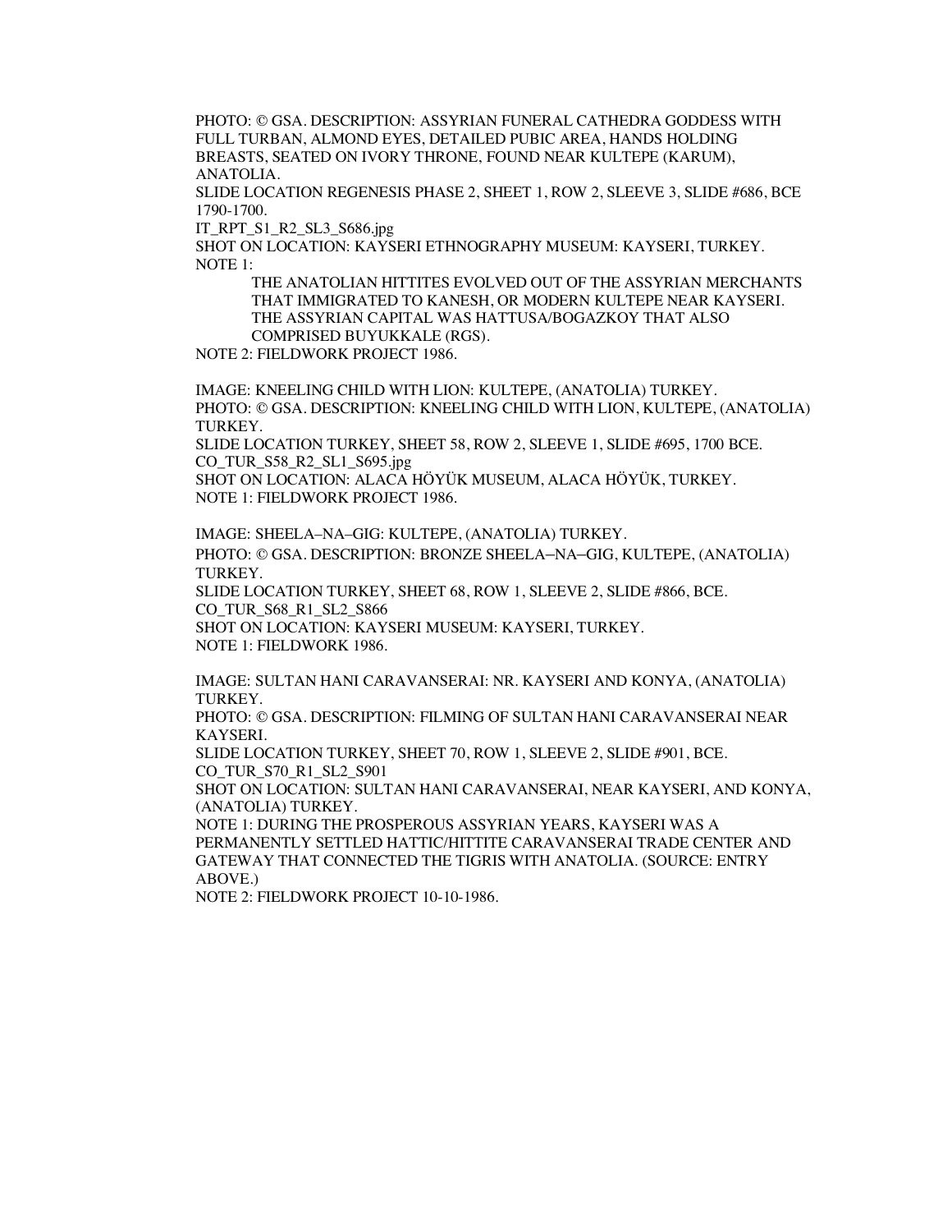PHOTO: © GSA. DESCRIPTION: ASSYRIAN FUNERAL CATHEDRA GODDESS WITH FULL TURBAN, ALMOND EYES, DETAILED PUBIC AREA, HANDS HOLDING BREASTS, SEATED ON IVORY THRONE, FOUND NEAR KULTEPE (KARUM), ANATOLIA.

SLIDE LOCATION REGENESIS PHASE 2, SHEET 1, ROW 2, SLEEVE 3, SLIDE #686, BCE 1790-1700.

IT_RPT_S1_R2_SL3_S686.jpg

SHOT ON LOCATION: KAYSERI ETHNOGRAPHY MUSEUM: KAYSERI, TURKEY.

NOTE 1:

> THE ANATOLIAN HITTITES EVOLVED OUT OF THE ASSYRIAN MERCHANTS THAT IMMIGRATED TO KANESH, OR MODERN KULTEPE NEAR KAYSERI. THE ASSYRIAN CAPITAL WAS HATTUSA/BOGAZKOY THAT ALSO COMPRISED BUYUKKALE (RGS).

NOTE 2: FIELDWORK PROJECT 1986.

IMAGE: KNEELING CHILD WITH LION: KULTEPE, (ANATOLIA) TURKEY.

PHOTO: © GSA. DESCRIPTION: KNEELING CHILD WITH LION, KULTEPE, (ANATOLIA) TURKEY.

SLIDE LOCATION TURKEY, SHEET 58, ROW 2, SLEEVE 1, SLIDE #695, 1700 BCE.

CO_TUR_S58_R2_SL1_S695.jpg

SHOT ON LOCATION: ALACA HÖYÜK MUSEUM, ALACA HÖYÜK, TURKEY.

NOTE 1: FIELDWORK PROJECT 1986.

IMAGE: SHEELA–NA–GIG: KULTEPE, (ANATOLIA) TURKEY.

PHOTO: © GSA. DESCRIPTION: BRONZE SHEELA–NA–GIG, KULTEPE, (ANATOLIA) TURKEY.

SLIDE LOCATION TURKEY, SHEET 68, ROW 1, SLEEVE 2, SLIDE #866, BCE.

CO_TUR_S68_R1_SL2_S866

SHOT ON LOCATION: KAYSERI MUSEUM: KAYSERI, TURKEY.

NOTE 1: FIELDWORK 1986.

IMAGE: SULTAN HANI CARAVANSERAI: NR. KAYSERI AND KONYA, (ANATOLIA) TURKEY.

PHOTO: © GSA. DESCRIPTION: FILMING OF SULTAN HANI CARAVANSERAI NEAR KAYSERI.

SLIDE LOCATION TURKEY, SHEET 70, ROW 1, SLEEVE 2, SLIDE #901, BCE.

CO_TUR_S70_R1_SL2_S901

SHOT ON LOCATION: SULTAN HANI CARAVANSERAI, NEAR KAYSERI, AND KONYA, (ANATOLIA) TURKEY.

NOTE 1: DURING THE PROSPEROUS ASSYRIAN YEARS, KAYSERI WAS A PERMANENTLY SETTLED HATTIC/HITTITE CARAVANSERAI TRADE CENTER AND GATEWAY THAT CONNECTED THE TIGRIS WITH ANATOLIA. (SOURCE: ENTRY ABOVE.)

NOTE 2: FIELDWORK PROJECT 10-10-1986.